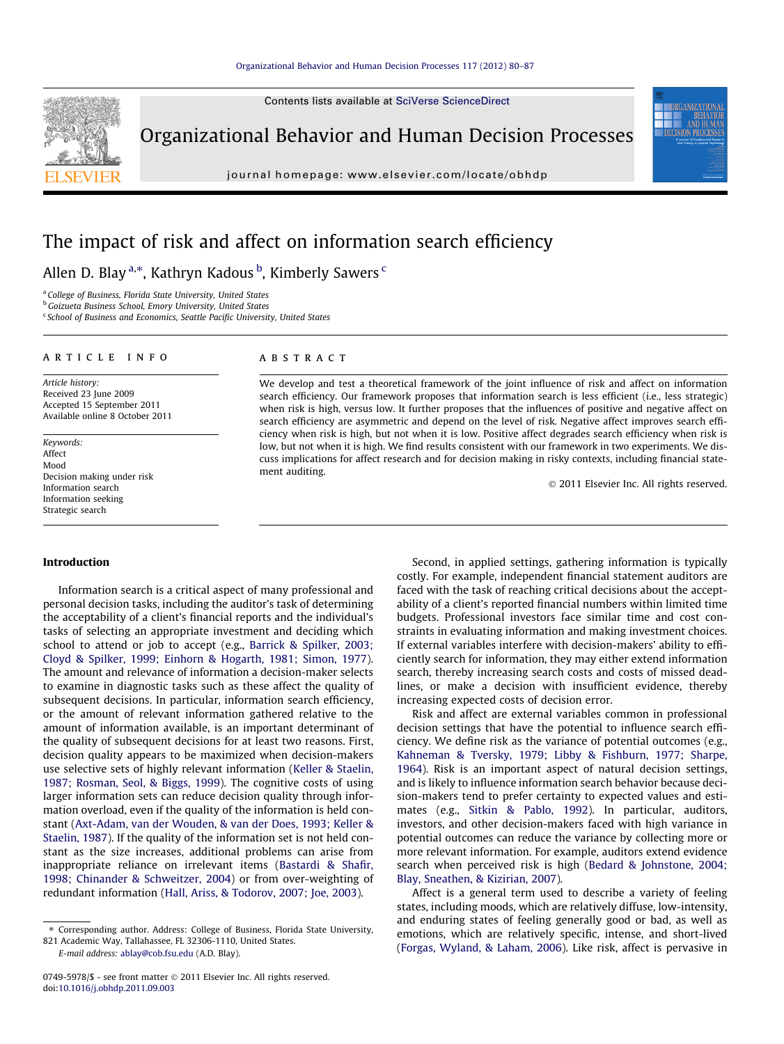# The impact of risk and affect on information search efficiency

Allen D. Blay [a,*], Kathryn Kadous [b], Kimberly Sawers [c]

[a] College of Business, Florida State University, United States
[b] Goizueta Business School, Emory University, United States
[c] School of Business and Economics, Seattle Pacific University, United States

## ARTICLE INFO

*Article history:*
Received 23 June 2009
Accepted 15 September 2011
Available online 8 October 2011

*Keywords:*
Affect
Mood
Decision making under risk
Information search
Information seeking
Strategic search

## ABSTRACT

We develop and test a theoretical framework of the joint influence of risk and affect on information search efficiency. Our framework proposes that information search is less efficient (i.e., less strategic) when risk is high, versus low. It further proposes that the influences of positive and negative affect on search efficiency are asymmetric and depend on the level of risk. Negative affect improves search efficiency when risk is high, but not when it is low. Positive affect degrades search efficiency when risk is low, but not when it is high. We find results consistent with our framework in two experiments. We discuss implications for affect research and for decision making in risky contexts, including financial statement auditing.

© 2011 Elsevier Inc. All rights reserved.

## Introduction

Information search is a critical aspect of many professional and personal decision tasks, including the auditor's task of determining the acceptability of a client's financial reports and the individual's tasks of selecting an appropriate investment and deciding which school to attend or job to accept (e.g., Barrick & Spilker, 2003; Cloyd & Spilker, 1999; Einhorn & Hogarth, 1981; Simon, 1977). The amount and relevance of information a decision-maker selects to examine in diagnostic tasks such as these affect the quality of subsequent decisions. In particular, information search efficiency, or the amount of relevant information gathered relative to the amount of information available, is an important determinant of the quality of subsequent decisions for at least two reasons. First, decision quality appears to be maximized when decision-makers use selective sets of highly relevant information (Keller & Staelin, 1987; Rosman, Seol, & Biggs, 1999). The cognitive costs of using larger information sets can reduce decision quality through information overload, even if the quality of the information is held constant (Axt-Adam, van der Wouden, & van der Does, 1993; Keller & Staelin, 1987). If the quality of the information set is not held constant as the size increases, additional problems can arise from inappropriate reliance on irrelevant items (Bastardi & Shafir, 1998; Chinander & Schweitzer, 2004) or from over-weighting of redundant information (Hall, Ariss, & Todorov, 2007; Joe, 2003).

Second, in applied settings, gathering information is typically costly. For example, independent financial statement auditors are faced with the task of reaching critical decisions about the acceptability of a client's reported financial numbers within limited time budgets. Professional investors face similar time and cost constraints in evaluating information and making investment choices. If external variables interfere with decision-makers' ability to efficiently search for information, they may either extend information search, thereby increasing search costs and costs of missed deadlines, or make a decision with insufficient evidence, thereby increasing expected costs of decision error.

Risk and affect are external variables common in professional decision settings that have the potential to influence search efficiency. We define risk as the variance of potential outcomes (e.g., Kahneman & Tversky, 1979; Libby & Fishburn, 1977; Sharpe, 1964). Risk is an important aspect of natural decision settings, and is likely to influence information search behavior because decision-makers tend to prefer certainty to expected values and estimates (e.g., Sitkin & Pablo, 1992). In particular, auditors, investors, and other decision-makers faced with high variance in potential outcomes can reduce the variance by collecting more or more relevant information. For example, auditors extend evidence search when perceived risk is high (Bedard & Johnstone, 2004; Blay, Sneathen, & Kizirian, 2007).

Affect is a general term used to describe a variety of feeling states, including moods, which are relatively diffuse, low-intensity, and enduring states of feeling generally good or bad, as well as emotions, which are relatively specific, intense, and short-lived (Forgas, Wyland, & Laham, 2006). Like risk, affect is pervasive in

* Corresponding author. Address: College of Business, Florida State University, 821 Academic Way, Tallahassee, FL 32306-1110, United States.
E-mail address: ablay@cob.fsu.edu (A.D. Blay).

0749-5978/$ - see front matter © 2011 Elsevier Inc. All rights reserved.
doi:10.1016/j.obhdp.2011.09.003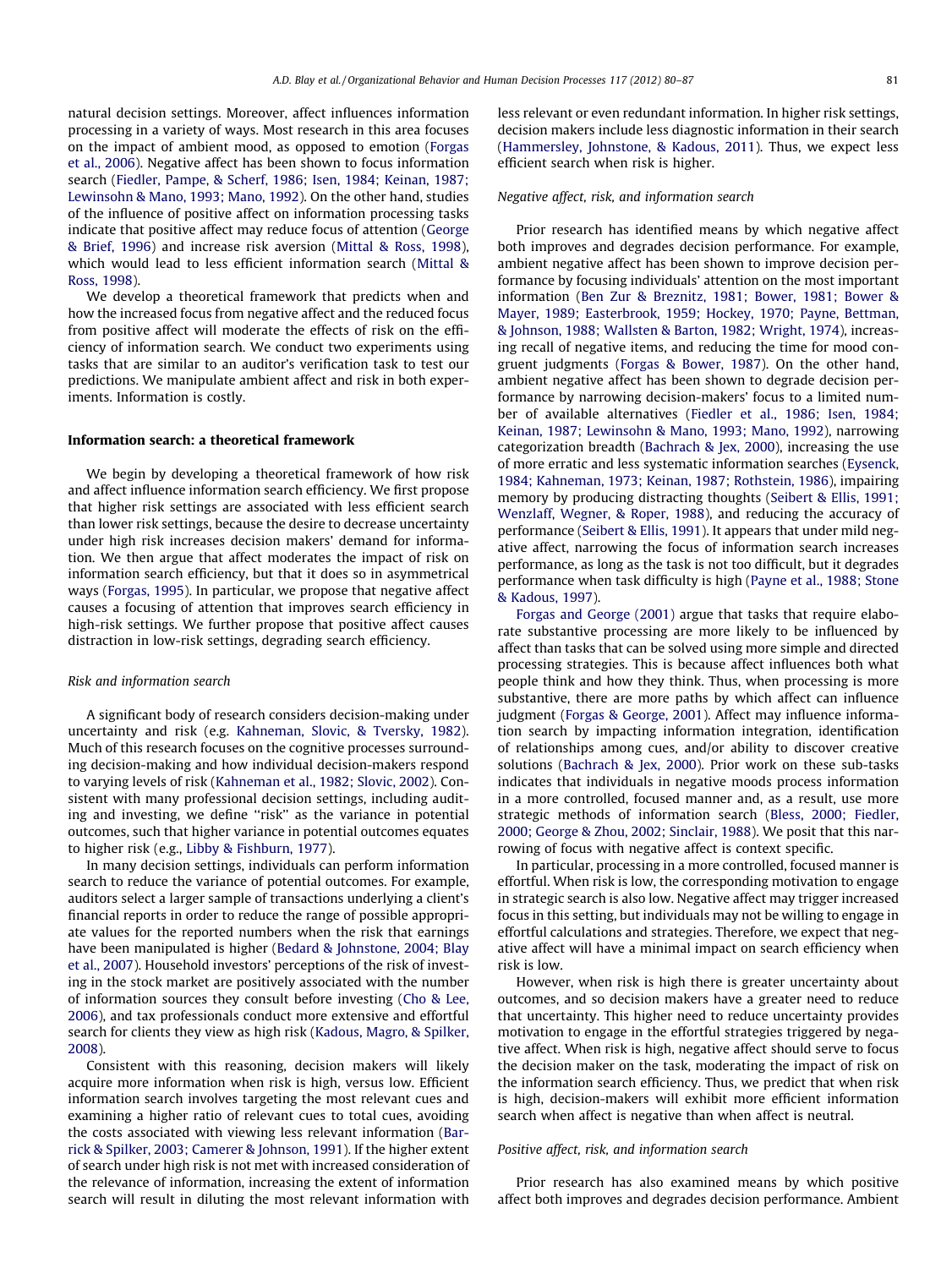natural decision settings. Moreover, affect influences information processing in a variety of ways. Most research in this area focuses on the impact of ambient mood, as opposed to emotion (Forgas et al., 2006). Negative affect has been shown to focus information search (Fiedler, Pampe, & Scherf, 1986; Isen, 1984; Keinan, 1987; Lewinsohn & Mano, 1993; Mano, 1992). On the other hand, studies of the influence of positive affect on information processing tasks indicate that positive affect may reduce focus of attention (George & Brief, 1996) and increase risk aversion (Mittal & Ross, 1998), which would lead to less efficient information search (Mittal & Ross, 1998).

We develop a theoretical framework that predicts when and how the increased focus from negative affect and the reduced focus from positive affect will moderate the effects of risk on the efficiency of information search. We conduct two experiments using tasks that are similar to an auditor's verification task to test our predictions. We manipulate ambient affect and risk in both experiments. Information is costly.

## Information search: a theoretical framework

We begin by developing a theoretical framework of how risk and affect influence information search efficiency. We first propose that higher risk settings are associated with less efficient search than lower risk settings, because the desire to decrease uncertainty under high risk increases decision makers' demand for information. We then argue that affect moderates the impact of risk on information search efficiency, but that it does so in asymmetrical ways (Forgas, 1995). In particular, we propose that negative affect causes a focusing of attention that improves search efficiency in high-risk settings. We further propose that positive affect causes distraction in low-risk settings, degrading search efficiency.

### *Risk and information search*

A significant body of research considers decision-making under uncertainty and risk (e.g. Kahneman, Slovic, & Tversky, 1982). Much of this research focuses on the cognitive processes surrounding decision-making and how individual decision-makers respond to varying levels of risk (Kahneman et al., 1982; Slovic, 2002). Consistent with many professional decision settings, including auditing and investing, we define "risk" as the variance in potential outcomes, such that higher variance in potential outcomes equates to higher risk (e.g., Libby & Fishburn, 1977).

In many decision settings, individuals can perform information search to reduce the variance of potential outcomes. For example, auditors select a larger sample of transactions underlying a client's financial reports in order to reduce the range of possible appropriate values for the reported numbers when the risk that earnings have been manipulated is higher (Bedard & Johnstone, 2004; Blay et al., 2007). Household investors' perceptions of the risk of investing in the stock market are positively associated with the number of information sources they consult before investing (Cho & Lee, 2006), and tax professionals conduct more extensive and effortful search for clients they view as high risk (Kadous, Magro, & Spilker, 2008).

Consistent with this reasoning, decision makers will likely acquire more information when risk is high, versus low. Efficient information search involves targeting the most relevant cues and examining a higher ratio of relevant cues to total cues, avoiding the costs associated with viewing less relevant information (Barrick & Spilker, 2003; Camerer & Johnson, 1991). If the higher extent of search under high risk is not met with increased consideration of the relevance of information, increasing the extent of information search will result in diluting the most relevant information with less relevant or even redundant information. In higher risk settings, decision makers include less diagnostic information in their search (Hammersley, Johnstone, & Kadous, 2011). Thus, we expect less efficient search when risk is higher.

### *Negative affect, risk, and information search*

Prior research has identified means by which negative affect both improves and degrades decision performance. For example, ambient negative affect has been shown to improve decision performance by focusing individuals' attention on the most important information (Ben Zur & Breznitz, 1981; Bower, 1981; Bower & Mayer, 1989; Easterbrook, 1959; Hockey, 1970; Payne, Bettman, & Johnson, 1988; Wallsten & Barton, 1982; Wright, 1974), increasing recall of negative items, and reducing the time for mood congruent judgments (Forgas & Bower, 1987). On the other hand, ambient negative affect has been shown to degrade decision performance by narrowing decision-makers' focus to a limited number of available alternatives (Fiedler et al., 1986; Isen, 1984; Keinan, 1987; Lewinsohn & Mano, 1993; Mano, 1992), narrowing categorization breadth (Bachrach & Jex, 2000), increasing the use of more erratic and less systematic information searches (Eysenck, 1984; Kahneman, 1973; Keinan, 1987; Rothstein, 1986), impairing memory by producing distracting thoughts (Seibert & Ellis, 1991; Wenzlaff, Wegner, & Roper, 1988), and reducing the accuracy of performance (Seibert & Ellis, 1991). It appears that under mild negative affect, narrowing the focus of information search increases performance, as long as the task is not too difficult, but it degrades performance when task difficulty is high (Payne et al., 1988; Stone & Kadous, 1997).

Forgas and George (2001) argue that tasks that require elaborate substantive processing are more likely to be influenced by affect than tasks that can be solved using more simple and directed processing strategies. This is because affect influences both what people think and how they think. Thus, when processing is more substantive, there are more paths by which affect can influence judgment (Forgas & George, 2001). Affect may influence information search by impacting information integration, identification of relationships among cues, and/or ability to discover creative solutions (Bachrach & Jex, 2000). Prior work on these sub-tasks indicates that individuals in negative moods process information in a more controlled, focused manner and, as a result, use more strategic methods of information search (Bless, 2000; Fiedler, 2000; George & Zhou, 2002; Sinclair, 1988). We posit that this narrowing of focus with negative affect is context specific.

In particular, processing in a more controlled, focused manner is effortful. When risk is low, the corresponding motivation to engage in strategic search is also low. Negative affect may trigger increased focus in this setting, but individuals may not be willing to engage in effortful calculations and strategies. Therefore, we expect that negative affect will have a minimal impact on search efficiency when risk is low.

However, when risk is high there is greater uncertainty about outcomes, and so decision makers have a greater need to reduce that uncertainty. This higher need to reduce uncertainty provides motivation to engage in the effortful strategies triggered by negative affect. When risk is high, negative affect should serve to focus the decision maker on the task, moderating the impact of risk on the information search efficiency. Thus, we predict that when risk is high, decision-makers will exhibit more efficient information search when affect is negative than when affect is neutral.

### *Positive affect, risk, and information search*

Prior research has also examined means by which positive affect both improves and degrades decision performance. Ambient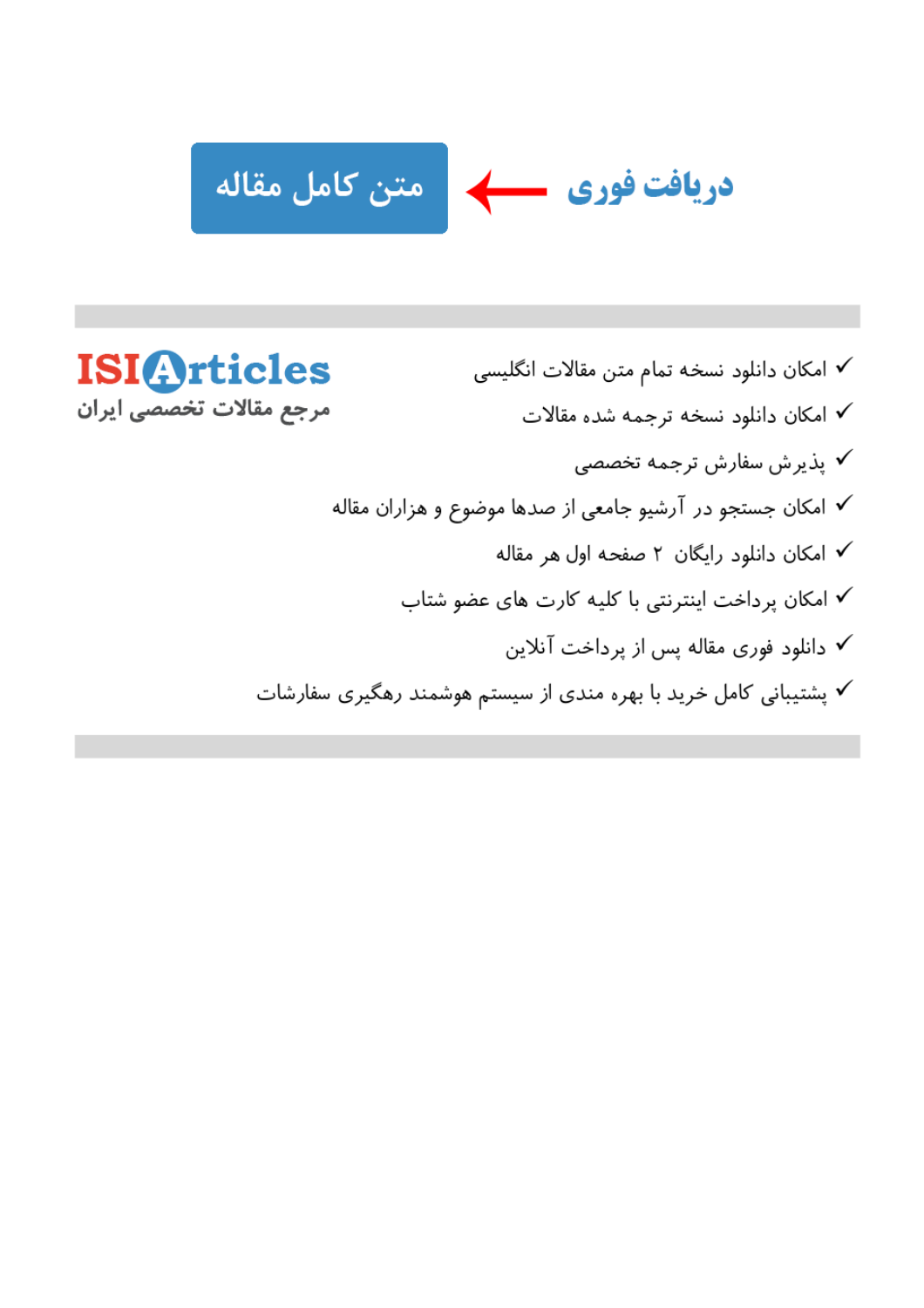دریافت فوری ← متن کامل مقاله

ISIArticles
مرجع مقالات تخصصی ایران

- ✓ امکان دانلود نسخه تمام متن مقالات انگلیسی
- ✓ امکان دانلود نسخه ترجمه شده مقالات
- ✓ پذیرش سفارش ترجمه تخصصی
- ✓ امکان جستجو در آرشیو جامعی از صدها موضوع و هزاران مقاله
- ✓ امکان دانلود رایگان ۲ صفحه اول هر مقاله
- ✓ امکان پرداخت اینترنتی با کلیه کارت های عضو شتاب
- ✓ دانلود فوری مقاله پس از پرداخت آنلاین
- ✓ پشتیبانی کامل خرید با بهره مندی از سیستم هوشمند رهگیری سفارشات